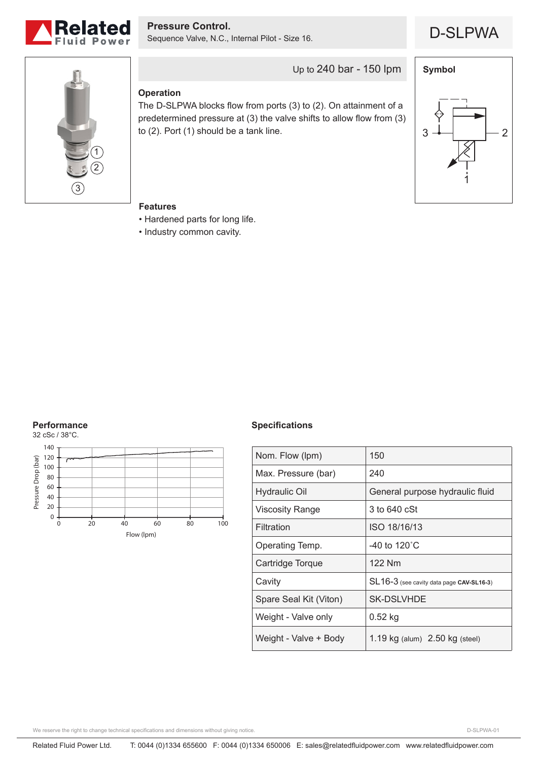# Pressure Control.

Sequence Valve, N.C., Internal Pilot - Size 16.

## D-SLPWA

Up to 240 bar - 150 lpm

### Operation

The D-SLPWA blocks flow from ports (3) to (2). On attainment of a predetermined pressure at (3) the valve shifts to allow flow from (3) to (2). Port (1) should be a tank line.

### Symbol

### Features

- Hardened parts for long life.
- Industry common cavity.

### Performance

32 cSc / 38°C.

### Specifications

| | |
|---|---|
| Nom. Flow (lpm) | 150 |
| Max. Pressure (bar) | 240 |
| Hydraulic Oil | General purpose hydraulic fluid |
| Viscosity Range | 3 to 640 cSt |
| Filtration | ISO 18/16/13 |
| Operating Temp. | -40 to 120˚C |
| Cartridge Torque | 122 Nm |
| Cavity | SL16-3 (see cavity data page **CAV-SL16-3**) |
| Spare Seal Kit (Viton) | SK-DSLVHDE |
| Weight - Valve only | 0.52 kg |
| Weight - Valve + Body | 1.19 kg (alum) 2.50 kg (steel) |

We reserve the right to change technical specifications and dimensions without giving notice.

D-SLPWA-01

Related Fluid Power Ltd. T: 0044 (0)1334 655600 F: 0044 (0)1334 650006 E: sales@relatedfluidpower.com www.relatedfluidpower.com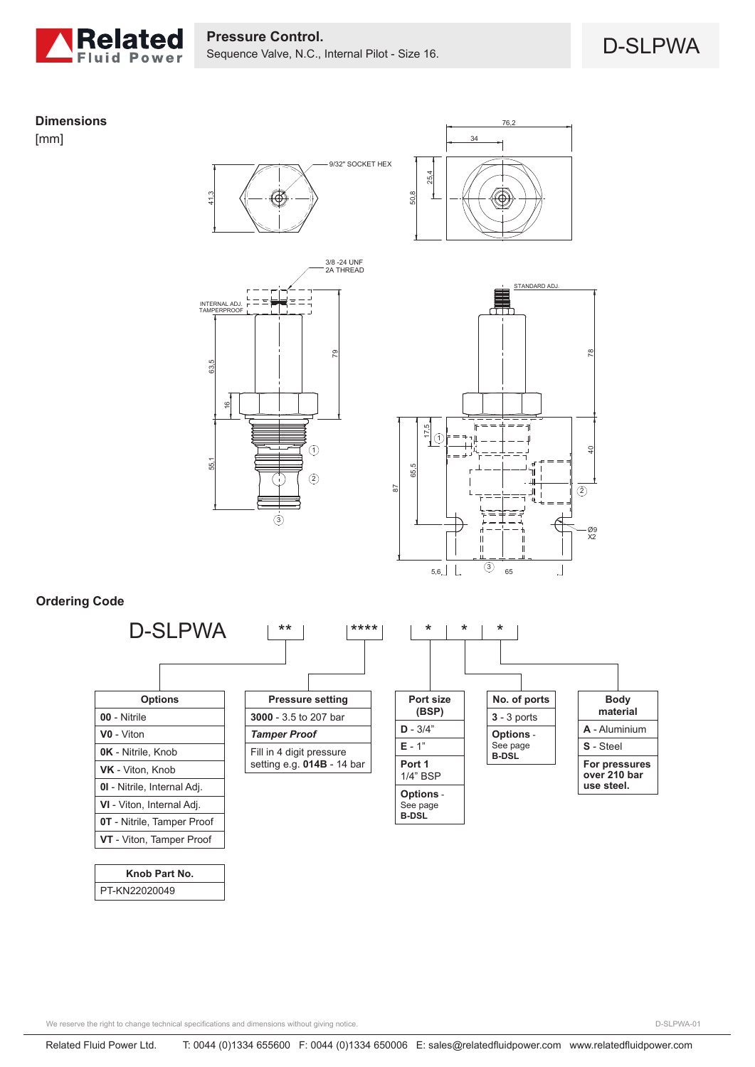**Pressure Control.**
Sequence Valve, N.C., Internal Pilot - Size 16.

# D-SLPWA

## Dimensions

[mm]

76,2
34
9/32" SOCKET HEX
41,3
50,8
25,4
3/8 -24 UNF 2A THREAD
INTERNAL ADJ. TAMPERPROOF
STANDARD ADJ.
63,5
79
16
78
55,1
17,5
40
65,5
87
Ø9 X2
5,6
65
1
2
3

## Ordering Code

D-SLPWA ** **** * * *

| Options |
|---|
| **00** - Nitrile |
| **V0** - Viton |
| **0K** - Nitrile, Knob |
| **VK** - Viton, Knob |
| **0I** - Nitrile, Internal Adj. |
| **VI** - Viton, Internal Adj. |
| **0T** - Nitrile, Tamper Proof |
| **VT** - Viton, Tamper Proof |

| Knob Part No. |
|---|
| PT-KN22020049 |

| Pressure setting |
|---|
| **3000** - 3.5 to 207 bar |
| ***Tamper Proof*** |
| Fill in 4 digit pressure setting e.g. **014B** - 14 bar |

| Port size (BSP) |
|---|
| **D** - 3/4" |
| **E** - 1" |
| **Port 1** 1/4" BSP |
| **Options** - See page **B-DSL** |

| No. of ports |
|---|
| **3** - 3 ports |
| **Options** - See page **B-DSL** |

| Body material |
|---|
| **A** - Aluminium |
| **S** - Steel |
| **For pressures over 210 bar use steel.** |

We reserve the right to change technical specifications and dimensions without giving notice.

D-SLPWA-01

Related Fluid Power Ltd. T: 0044 (0)1334 655600 F: 0044 (0)1334 650006 E: sales@relatedfluidpower.com www.relatedfluidpower.com